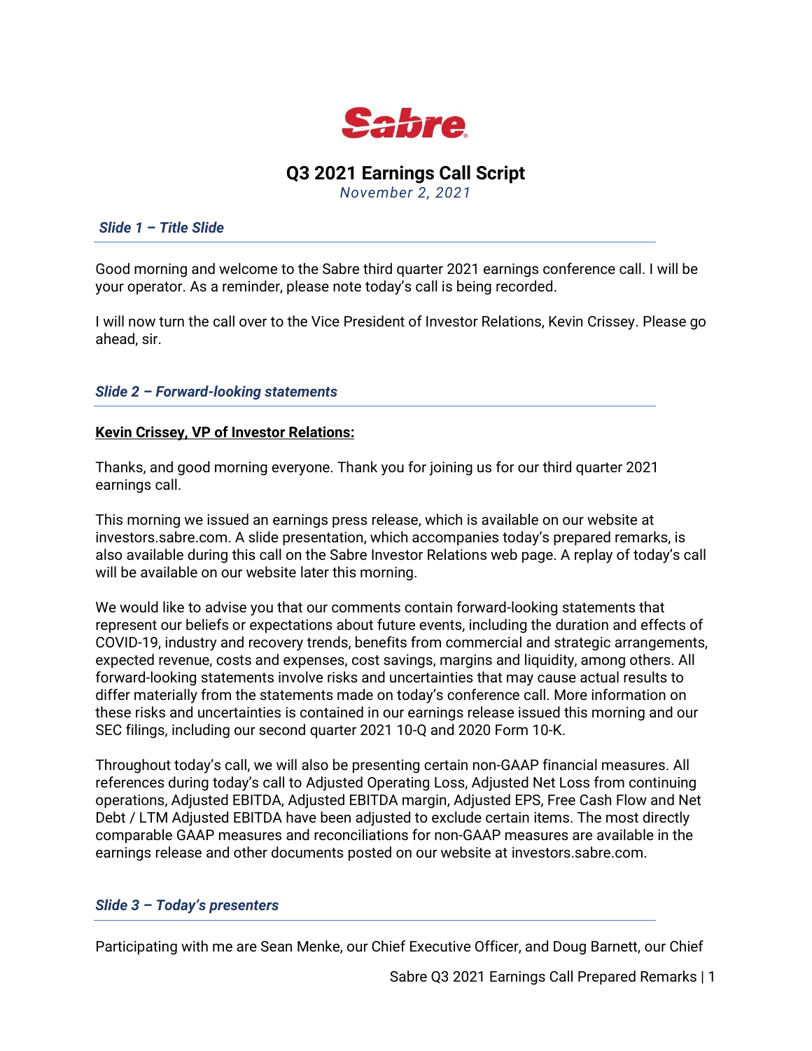Sabre

# Q3 2021 Earnings Call Script

*November 2, 2021*

### *Slide 1 – Title Slide*

Good morning and welcome to the Sabre third quarter 2021 earnings conference call. I will be your operator. As a reminder, please note today's call is being recorded.

I will now turn the call over to the Vice President of Investor Relations, Kevin Crissey. Please go ahead, sir.

### *Slide 2 – Forward-looking statements*

**Kevin Crissey, VP of Investor Relations:**

Thanks, and good morning everyone. Thank you for joining us for our third quarter 2021 earnings call.

This morning we issued an earnings press release, which is available on our website at investors.sabre.com. A slide presentation, which accompanies today's prepared remarks, is also available during this call on the Sabre Investor Relations web page. A replay of today's call will be available on our website later this morning.

We would like to advise you that our comments contain forward-looking statements that represent our beliefs or expectations about future events, including the duration and effects of COVID-19, industry and recovery trends, benefits from commercial and strategic arrangements, expected revenue, costs and expenses, cost savings, margins and liquidity, among others. All forward-looking statements involve risks and uncertainties that may cause actual results to differ materially from the statements made on today's conference call. More information on these risks and uncertainties is contained in our earnings release issued this morning and our SEC filings, including our second quarter 2021 10-Q and 2020 Form 10-K.

Throughout today's call, we will also be presenting certain non-GAAP financial measures. All references during today's call to Adjusted Operating Loss, Adjusted Net Loss from continuing operations, Adjusted EBITDA, Adjusted EBITDA margin, Adjusted EPS, Free Cash Flow and Net Debt / LTM Adjusted EBITDA have been adjusted to exclude certain items. The most directly comparable GAAP measures and reconciliations for non-GAAP measures are available in the earnings release and other documents posted on our website at investors.sabre.com.

### *Slide 3 – Today's presenters*

Participating with me are Sean Menke, our Chief Executive Officer, and Doug Barnett, our Chief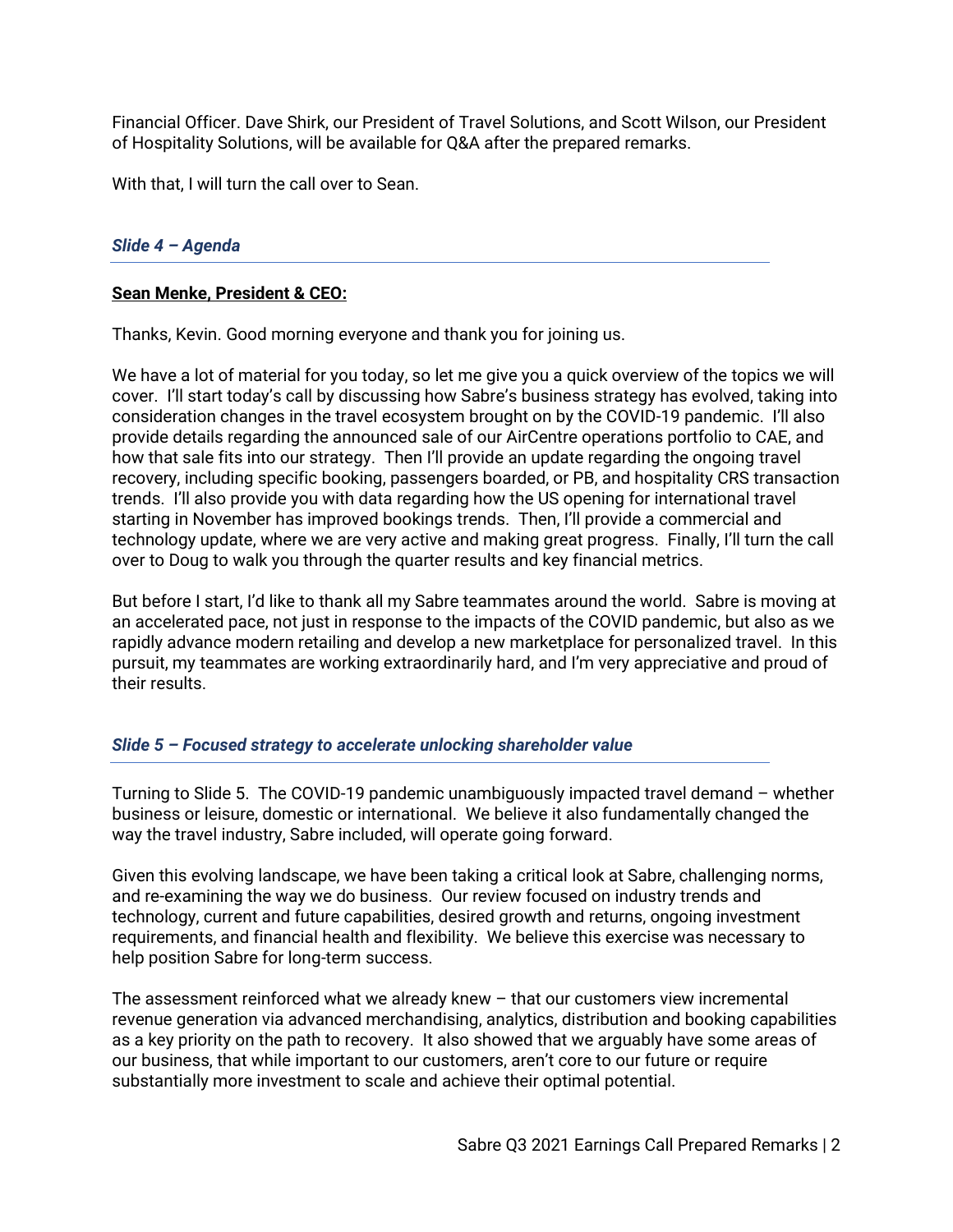Financial Officer. Dave Shirk, our President of Travel Solutions, and Scott Wilson, our President of Hospitality Solutions, will be available for Q&A after the prepared remarks.

With that, I will turn the call over to Sean.

### *Slide 4 – Agenda*

**Sean Menke, President & CEO:**

Thanks, Kevin. Good morning everyone and thank you for joining us.

We have a lot of material for you today, so let me give you a quick overview of the topics we will cover. I'll start today's call by discussing how Sabre's business strategy has evolved, taking into consideration changes in the travel ecosystem brought on by the COVID-19 pandemic. I'll also provide details regarding the announced sale of our AirCentre operations portfolio to CAE, and how that sale fits into our strategy. Then I'll provide an update regarding the ongoing travel recovery, including specific booking, passengers boarded, or PB, and hospitality CRS transaction trends. I'll also provide you with data regarding how the US opening for international travel starting in November has improved bookings trends. Then, I'll provide a commercial and technology update, where we are very active and making great progress. Finally, I'll turn the call over to Doug to walk you through the quarter results and key financial metrics.

But before I start, I'd like to thank all my Sabre teammates around the world. Sabre is moving at an accelerated pace, not just in response to the impacts of the COVID pandemic, but also as we rapidly advance modern retailing and develop a new marketplace for personalized travel. In this pursuit, my teammates are working extraordinarily hard, and I'm very appreciative and proud of their results.

### *Slide 5 – Focused strategy to accelerate unlocking shareholder value*

Turning to Slide 5. The COVID-19 pandemic unambiguously impacted travel demand – whether business or leisure, domestic or international. We believe it also fundamentally changed the way the travel industry, Sabre included, will operate going forward.

Given this evolving landscape, we have been taking a critical look at Sabre, challenging norms, and re-examining the way we do business. Our review focused on industry trends and technology, current and future capabilities, desired growth and returns, ongoing investment requirements, and financial health and flexibility. We believe this exercise was necessary to help position Sabre for long-term success.

The assessment reinforced what we already knew – that our customers view incremental revenue generation via advanced merchandising, analytics, distribution and booking capabilities as a key priority on the path to recovery. It also showed that we arguably have some areas of our business, that while important to our customers, aren't core to our future or require substantially more investment to scale and achieve their optimal potential.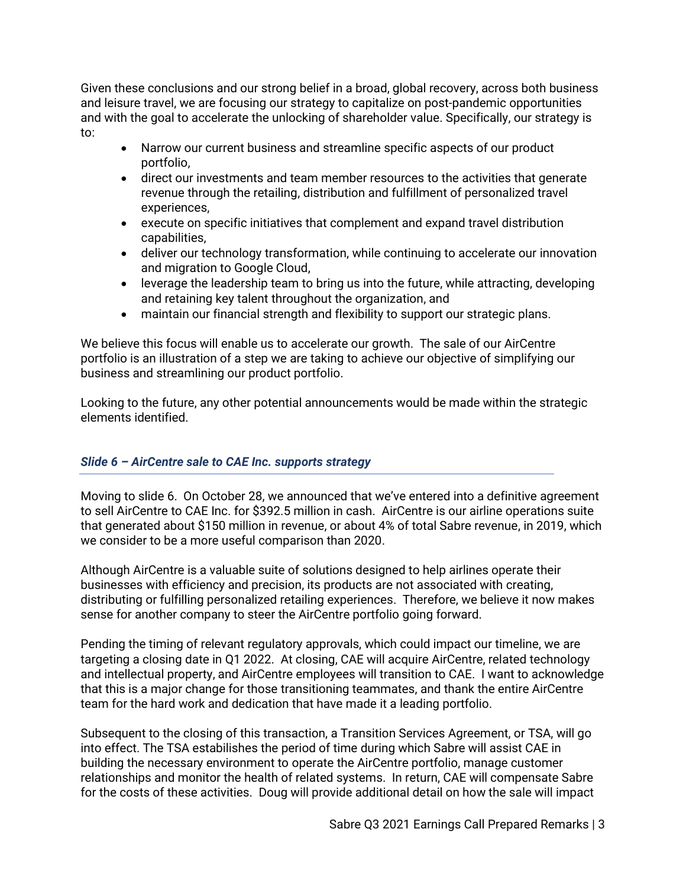Given these conclusions and our strong belief in a broad, global recovery, across both business and leisure travel, we are focusing our strategy to capitalize on post-pandemic opportunities and with the goal to accelerate the unlocking of shareholder value. Specifically, our strategy is to:

- Narrow our current business and streamline specific aspects of our product portfolio,
- direct our investments and team member resources to the activities that generate revenue through the retailing, distribution and fulfillment of personalized travel experiences,
- execute on specific initiatives that complement and expand travel distribution capabilities,
- deliver our technology transformation, while continuing to accelerate our innovation and migration to Google Cloud,
- leverage the leadership team to bring us into the future, while attracting, developing and retaining key talent throughout the organization, and
- maintain our financial strength and flexibility to support our strategic plans.

We believe this focus will enable us to accelerate our growth. The sale of our AirCentre portfolio is an illustration of a step we are taking to achieve our objective of simplifying our business and streamlining our product portfolio.

Looking to the future, any other potential announcements would be made within the strategic elements identified.

### *Slide 6 – AirCentre sale to CAE Inc. supports strategy*

Moving to slide 6. On October 28, we announced that we've entered into a definitive agreement to sell AirCentre to CAE Inc. for $392.5 million in cash. AirCentre is our airline operations suite that generated about $150 million in revenue, or about 4% of total Sabre revenue, in 2019, which we consider to be a more useful comparison than 2020.

Although AirCentre is a valuable suite of solutions designed to help airlines operate their businesses with efficiency and precision, its products are not associated with creating, distributing or fulfilling personalized retailing experiences. Therefore, we believe it now makes sense for another company to steer the AirCentre portfolio going forward.

Pending the timing of relevant regulatory approvals, which could impact our timeline, we are targeting a closing date in Q1 2022. At closing, CAE will acquire AirCentre, related technology and intellectual property, and AirCentre employees will transition to CAE. I want to acknowledge that this is a major change for those transitioning teammates, and thank the entire AirCentre team for the hard work and dedication that have made it a leading portfolio.

Subsequent to the closing of this transaction, a Transition Services Agreement, or TSA, will go into effect. The TSA estabilishes the period of time during which Sabre will assist CAE in building the necessary environment to operate the AirCentre portfolio, manage customer relationships and monitor the health of related systems. In return, CAE will compensate Sabre for the costs of these activities. Doug will provide additional detail on how the sale will impact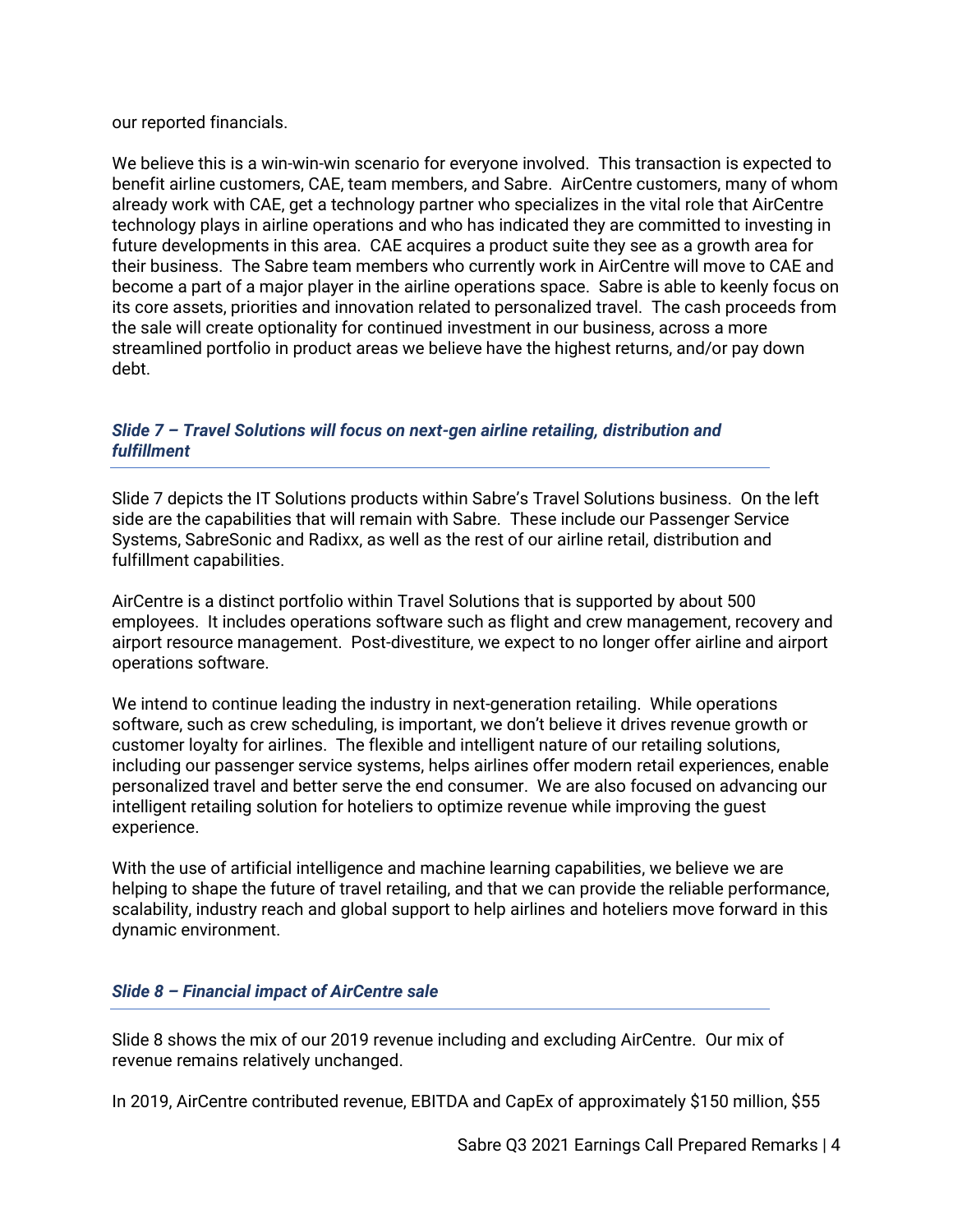our reported financials.

We believe this is a win-win-win scenario for everyone involved. This transaction is expected to benefit airline customers, CAE, team members, and Sabre. AirCentre customers, many of whom already work with CAE, get a technology partner who specializes in the vital role that AirCentre technology plays in airline operations and who has indicated they are committed to investing in future developments in this area. CAE acquires a product suite they see as a growth area for their business. The Sabre team members who currently work in AirCentre will move to CAE and become a part of a major player in the airline operations space. Sabre is able to keenly focus on its core assets, priorities and innovation related to personalized travel. The cash proceeds from the sale will create optionality for continued investment in our business, across a more streamlined portfolio in product areas we believe have the highest returns, and/or pay down debt.

### *Slide 7 – Travel Solutions will focus on next-gen airline retailing, distribution and fulfillment*

Slide 7 depicts the IT Solutions products within Sabre's Travel Solutions business. On the left side are the capabilities that will remain with Sabre. These include our Passenger Service Systems, SabreSonic and Radixx, as well as the rest of our airline retail, distribution and fulfillment capabilities.

AirCentre is a distinct portfolio within Travel Solutions that is supported by about 500 employees. It includes operations software such as flight and crew management, recovery and airport resource management. Post-divestiture, we expect to no longer offer airline and airport operations software.

We intend to continue leading the industry in next-generation retailing. While operations software, such as crew scheduling, is important, we don't believe it drives revenue growth or customer loyalty for airlines. The flexible and intelligent nature of our retailing solutions, including our passenger service systems, helps airlines offer modern retail experiences, enable personalized travel and better serve the end consumer. We are also focused on advancing our intelligent retailing solution for hoteliers to optimize revenue while improving the guest experience.

With the use of artificial intelligence and machine learning capabilities, we believe we are helping to shape the future of travel retailing, and that we can provide the reliable performance, scalability, industry reach and global support to help airlines and hoteliers move forward in this dynamic environment.

### *Slide 8 – Financial impact of AirCentre sale*

Slide 8 shows the mix of our 2019 revenue including and excluding AirCentre. Our mix of revenue remains relatively unchanged.

In 2019, AirCentre contributed revenue, EBITDA and CapEx of approximately $150 million, $55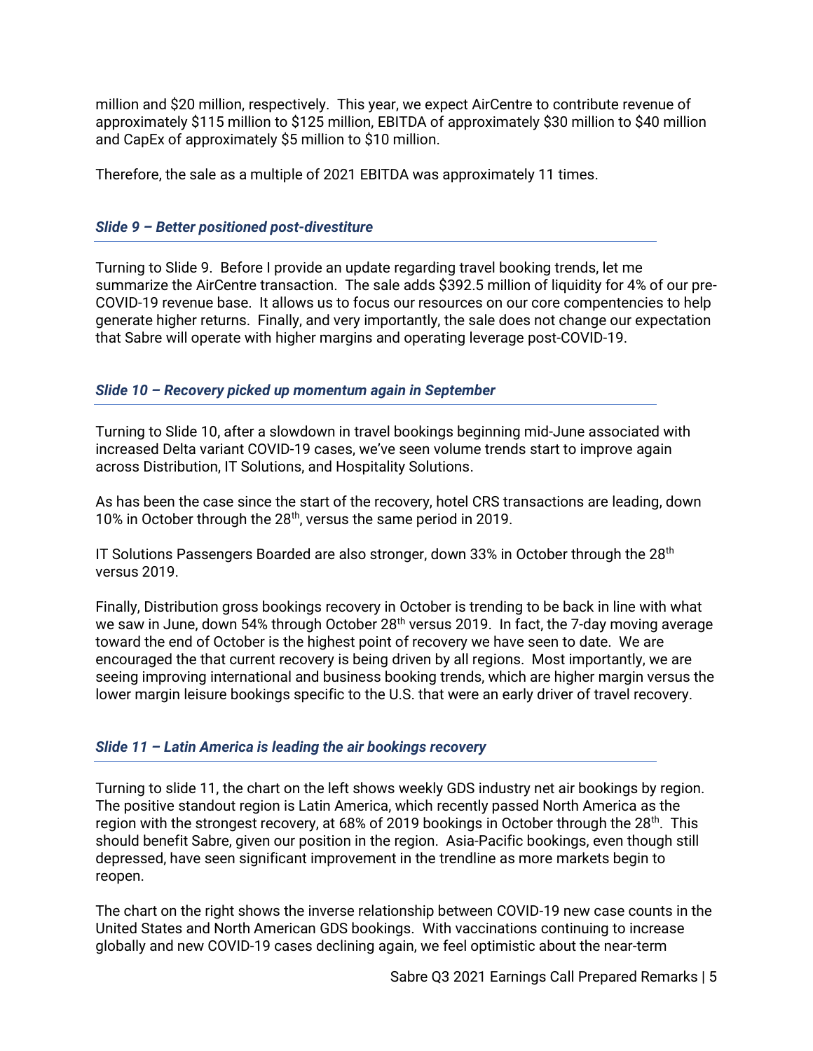million and $20 million, respectively. This year, we expect AirCentre to contribute revenue of approximately $115 million to $125 million, EBITDA of approximately $30 million to $40 million and CapEx of approximately $5 million to $10 million.

Therefore, the sale as a multiple of 2021 EBITDA was approximately 11 times.

### *Slide 9 – Better positioned post-divestiture*

Turning to Slide 9. Before I provide an update regarding travel booking trends, let me summarize the AirCentre transaction. The sale adds $392.5 million of liquidity for 4% of our pre-COVID-19 revenue base. It allows us to focus our resources on our core compentencies to help generate higher returns. Finally, and very importantly, the sale does not change our expectation that Sabre will operate with higher margins and operating leverage post-COVID-19.

### *Slide 10 – Recovery picked up momentum again in September*

Turning to Slide 10, after a slowdown in travel bookings beginning mid-June associated with increased Delta variant COVID-19 cases, we've seen volume trends start to improve again across Distribution, IT Solutions, and Hospitality Solutions.

As has been the case since the start of the recovery, hotel CRS transactions are leading, down 10% in October through the 28th, versus the same period in 2019.

IT Solutions Passengers Boarded are also stronger, down 33% in October through the 28th versus 2019.

Finally, Distribution gross bookings recovery in October is trending to be back in line with what we saw in June, down 54% through October 28th versus 2019. In fact, the 7-day moving average toward the end of October is the highest point of recovery we have seen to date. We are encouraged the that current recovery is being driven by all regions. Most importantly, we are seeing improving international and business booking trends, which are higher margin versus the lower margin leisure bookings specific to the U.S. that were an early driver of travel recovery.

### *Slide 11 – Latin America is leading the air bookings recovery*

Turning to slide 11, the chart on the left shows weekly GDS industry net air bookings by region. The positive standout region is Latin America, which recently passed North America as the region with the strongest recovery, at 68% of 2019 bookings in October through the 28th. This should benefit Sabre, given our position in the region. Asia-Pacific bookings, even though still depressed, have seen significant improvement in the trendline as more markets begin to reopen.

The chart on the right shows the inverse relationship between COVID-19 new case counts in the United States and North American GDS bookings. With vaccinations continuing to increase globally and new COVID-19 cases declining again, we feel optimistic about the near-term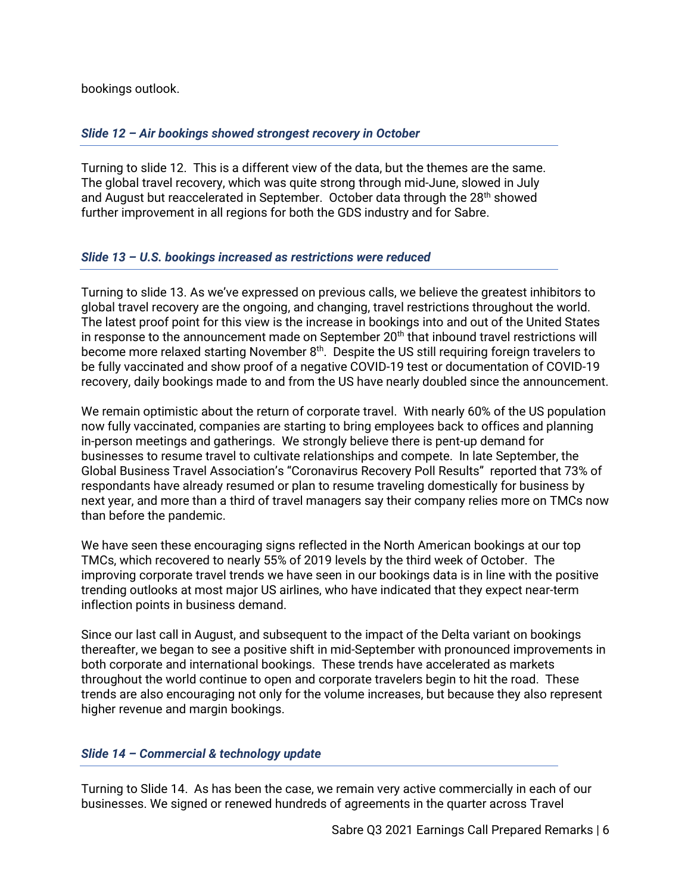bookings outlook.

### *Slide 12 – Air bookings showed strongest recovery in October*

Turning to slide 12. This is a different view of the data, but the themes are the same. The global travel recovery, which was quite strong through mid-June, slowed in July and August but reaccelerated in September. October data through the 28th showed further improvement in all regions for both the GDS industry and for Sabre.

### *Slide 13 – U.S. bookings increased as restrictions were reduced*

Turning to slide 13. As we've expressed on previous calls, we believe the greatest inhibitors to global travel recovery are the ongoing, and changing, travel restrictions throughout the world. The latest proof point for this view is the increase in bookings into and out of the United States in response to the announcement made on September 20th that inbound travel restrictions will become more relaxed starting November 8th. Despite the US still requiring foreign travelers to be fully vaccinated and show proof of a negative COVID-19 test or documentation of COVID-19 recovery, daily bookings made to and from the US have nearly doubled since the announcement.

We remain optimistic about the return of corporate travel. With nearly 60% of the US population now fully vaccinated, companies are starting to bring employees back to offices and planning in-person meetings and gatherings. We strongly believe there is pent-up demand for businesses to resume travel to cultivate relationships and compete. In late September, the Global Business Travel Association's "Coronavirus Recovery Poll Results" reported that 73% of respondants have already resumed or plan to resume traveling domestically for business by next year, and more than a third of travel managers say their company relies more on TMCs now than before the pandemic.

We have seen these encouraging signs reflected in the North American bookings at our top TMCs, which recovered to nearly 55% of 2019 levels by the third week of October. The improving corporate travel trends we have seen in our bookings data is in line with the positive trending outlooks at most major US airlines, who have indicated that they expect near-term inflection points in business demand.

Since our last call in August, and subsequent to the impact of the Delta variant on bookings thereafter, we began to see a positive shift in mid-September with pronounced improvements in both corporate and international bookings. These trends have accelerated as markets throughout the world continue to open and corporate travelers begin to hit the road. These trends are also encouraging not only for the volume increases, but because they also represent higher revenue and margin bookings.

### *Slide 14 – Commercial & technology update*

Turning to Slide 14. As has been the case, we remain very active commercially in each of our businesses. We signed or renewed hundreds of agreements in the quarter across Travel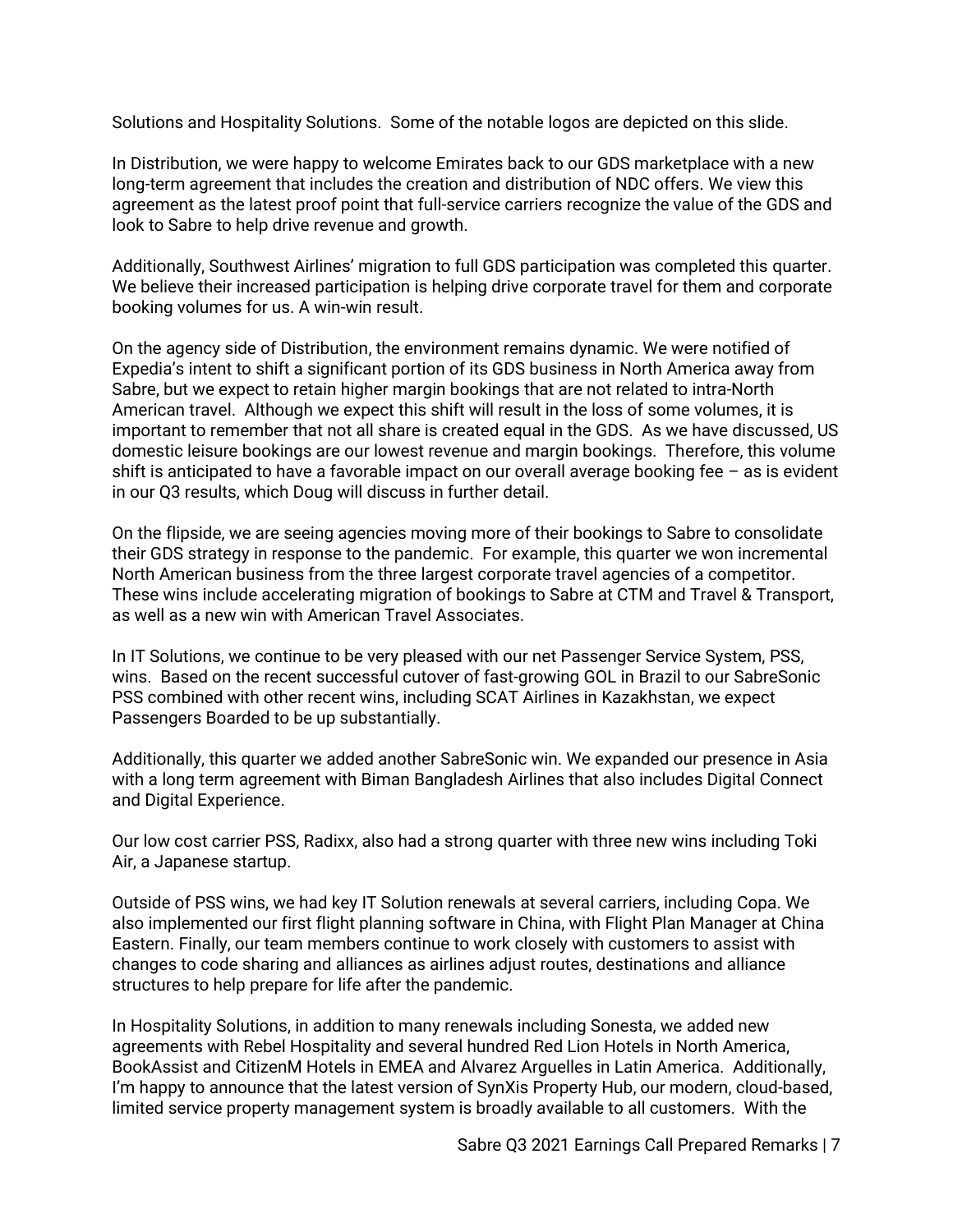Solutions and Hospitality Solutions. Some of the notable logos are depicted on this slide.

In Distribution, we were happy to welcome Emirates back to our GDS marketplace with a new long-term agreement that includes the creation and distribution of NDC offers. We view this agreement as the latest proof point that full-service carriers recognize the value of the GDS and look to Sabre to help drive revenue and growth.

Additionally, Southwest Airlines' migration to full GDS participation was completed this quarter. We believe their increased participation is helping drive corporate travel for them and corporate booking volumes for us. A win-win result.

On the agency side of Distribution, the environment remains dynamic. We were notified of Expedia's intent to shift a significant portion of its GDS business in North America away from Sabre, but we expect to retain higher margin bookings that are not related to intra-North American travel. Although we expect this shift will result in the loss of some volumes, it is important to remember that not all share is created equal in the GDS. As we have discussed, US domestic leisure bookings are our lowest revenue and margin bookings. Therefore, this volume shift is anticipated to have a favorable impact on our overall average booking fee – as is evident in our Q3 results, which Doug will discuss in further detail.

On the flipside, we are seeing agencies moving more of their bookings to Sabre to consolidate their GDS strategy in response to the pandemic. For example, this quarter we won incremental North American business from the three largest corporate travel agencies of a competitor. These wins include accelerating migration of bookings to Sabre at CTM and Travel & Transport, as well as a new win with American Travel Associates.

In IT Solutions, we continue to be very pleased with our net Passenger Service System, PSS, wins. Based on the recent successful cutover of fast-growing GOL in Brazil to our SabreSonic PSS combined with other recent wins, including SCAT Airlines in Kazakhstan, we expect Passengers Boarded to be up substantially.

Additionally, this quarter we added another SabreSonic win. We expanded our presence in Asia with a long term agreement with Biman Bangladesh Airlines that also includes Digital Connect and Digital Experience.

Our low cost carrier PSS, Radixx, also had a strong quarter with three new wins including Toki Air, a Japanese startup.

Outside of PSS wins, we had key IT Solution renewals at several carriers, including Copa. We also implemented our first flight planning software in China, with Flight Plan Manager at China Eastern. Finally, our team members continue to work closely with customers to assist with changes to code sharing and alliances as airlines adjust routes, destinations and alliance structures to help prepare for life after the pandemic.

In Hospitality Solutions, in addition to many renewals including Sonesta, we added new agreements with Rebel Hospitality and several hundred Red Lion Hotels in North America, BookAssist and CitizenM Hotels in EMEA and Alvarez Arguelles in Latin America. Additionally, I'm happy to announce that the latest version of SynXis Property Hub, our modern, cloud-based, limited service property management system is broadly available to all customers. With the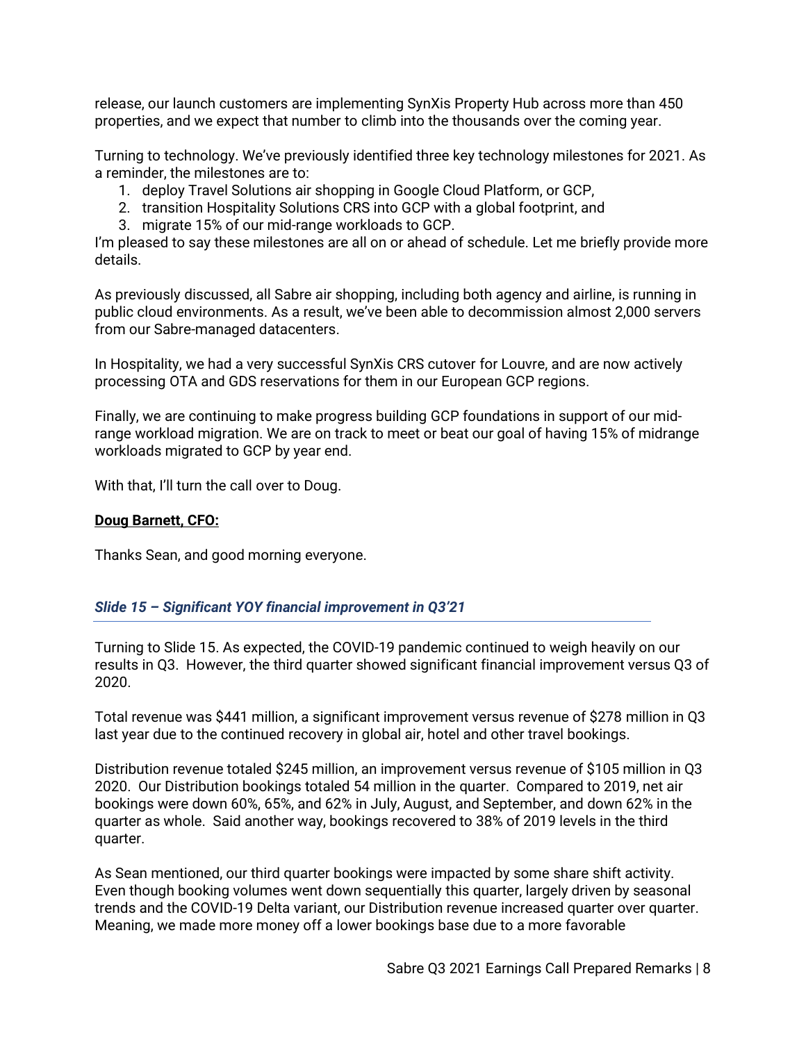release, our launch customers are implementing SynXis Property Hub across more than 450 properties, and we expect that number to climb into the thousands over the coming year.

Turning to technology. We've previously identified three key technology milestones for 2021. As a reminder, the milestones are to:

1. deploy Travel Solutions air shopping in Google Cloud Platform, or GCP,
2. transition Hospitality Solutions CRS into GCP with a global footprint, and
3. migrate 15% of our mid-range workloads to GCP.

I'm pleased to say these milestones are all on or ahead of schedule. Let me briefly provide more details.

As previously discussed, all Sabre air shopping, including both agency and airline, is running in public cloud environments. As a result, we've been able to decommission almost 2,000 servers from our Sabre-managed datacenters.

In Hospitality, we had a very successful SynXis CRS cutover for Louvre, and are now actively processing OTA and GDS reservations for them in our European GCP regions.

Finally, we are continuing to make progress building GCP foundations in support of our mid-range workload migration. We are on track to meet or beat our goal of having 15% of midrange workloads migrated to GCP by year end.

With that, I'll turn the call over to Doug.

**Doug Barnett, CFO:**

Thanks Sean, and good morning everyone.

### *Slide 15 – Significant YOY financial improvement in Q3'21*

Turning to Slide 15. As expected, the COVID-19 pandemic continued to weigh heavily on our results in Q3. However, the third quarter showed significant financial improvement versus Q3 of 2020.

Total revenue was $441 million, a significant improvement versus revenue of $278 million in Q3 last year due to the continued recovery in global air, hotel and other travel bookings.

Distribution revenue totaled $245 million, an improvement versus revenue of $105 million in Q3 2020. Our Distribution bookings totaled 54 million in the quarter. Compared to 2019, net air bookings were down 60%, 65%, and 62% in July, August, and September, and down 62% in the quarter as whole. Said another way, bookings recovered to 38% of 2019 levels in the third quarter.

As Sean mentioned, our third quarter bookings were impacted by some share shift activity. Even though booking volumes went down sequentially this quarter, largely driven by seasonal trends and the COVID-19 Delta variant, our Distribution revenue increased quarter over quarter. Meaning, we made more money off a lower bookings base due to a more favorable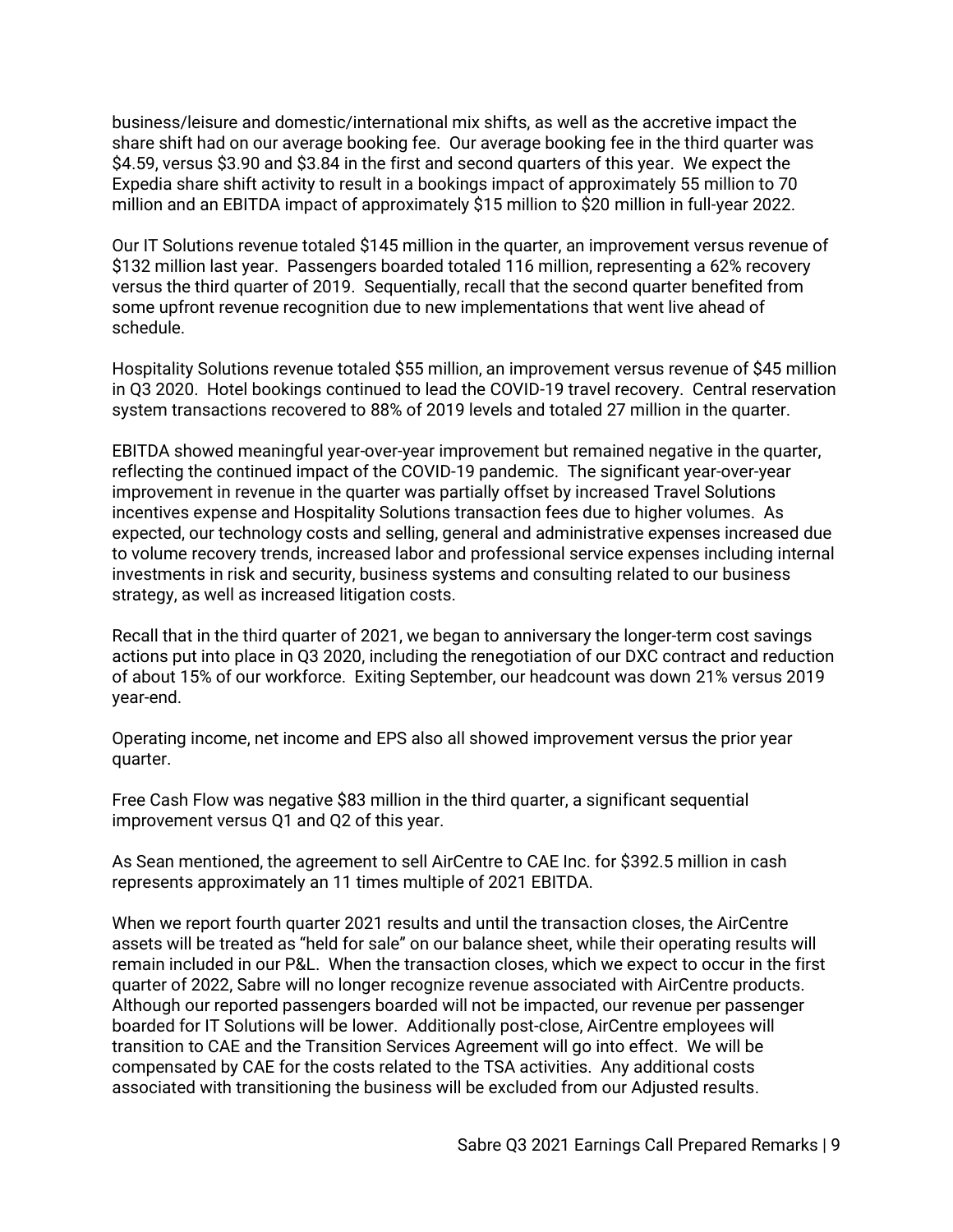business/leisure and domestic/international mix shifts, as well as the accretive impact the share shift had on our average booking fee. Our average booking fee in the third quarter was $4.59, versus $3.90 and $3.84 in the first and second quarters of this year. We expect the Expedia share shift activity to result in a bookings impact of approximately 55 million to 70 million and an EBITDA impact of approximately $15 million to $20 million in full-year 2022.

Our IT Solutions revenue totaled $145 million in the quarter, an improvement versus revenue of $132 million last year. Passengers boarded totaled 116 million, representing a 62% recovery versus the third quarter of 2019. Sequentially, recall that the second quarter benefited from some upfront revenue recognition due to new implementations that went live ahead of schedule.

Hospitality Solutions revenue totaled $55 million, an improvement versus revenue of $45 million in Q3 2020. Hotel bookings continued to lead the COVID-19 travel recovery. Central reservation system transactions recovered to 88% of 2019 levels and totaled 27 million in the quarter.

EBITDA showed meaningful year-over-year improvement but remained negative in the quarter, reflecting the continued impact of the COVID-19 pandemic. The significant year-over-year improvement in revenue in the quarter was partially offset by increased Travel Solutions incentives expense and Hospitality Solutions transaction fees due to higher volumes. As expected, our technology costs and selling, general and administrative expenses increased due to volume recovery trends, increased labor and professional service expenses including internal investments in risk and security, business systems and consulting related to our business strategy, as well as increased litigation costs.

Recall that in the third quarter of 2021, we began to anniversary the longer-term cost savings actions put into place in Q3 2020, including the renegotiation of our DXC contract and reduction of about 15% of our workforce. Exiting September, our headcount was down 21% versus 2019 year-end.

Operating income, net income and EPS also all showed improvement versus the prior year quarter.

Free Cash Flow was negative $83 million in the third quarter, a significant sequential improvement versus Q1 and Q2 of this year.

As Sean mentioned, the agreement to sell AirCentre to CAE Inc. for $392.5 million in cash represents approximately an 11 times multiple of 2021 EBITDA.

When we report fourth quarter 2021 results and until the transaction closes, the AirCentre assets will be treated as "held for sale" on our balance sheet, while their operating results will remain included in our P&L. When the transaction closes, which we expect to occur in the first quarter of 2022, Sabre will no longer recognize revenue associated with AirCentre products. Although our reported passengers boarded will not be impacted, our revenue per passenger boarded for IT Solutions will be lower. Additionally post-close, AirCentre employees will transition to CAE and the Transition Services Agreement will go into effect. We will be compensated by CAE for the costs related to the TSA activities. Any additional costs associated with transitioning the business will be excluded from our Adjusted results.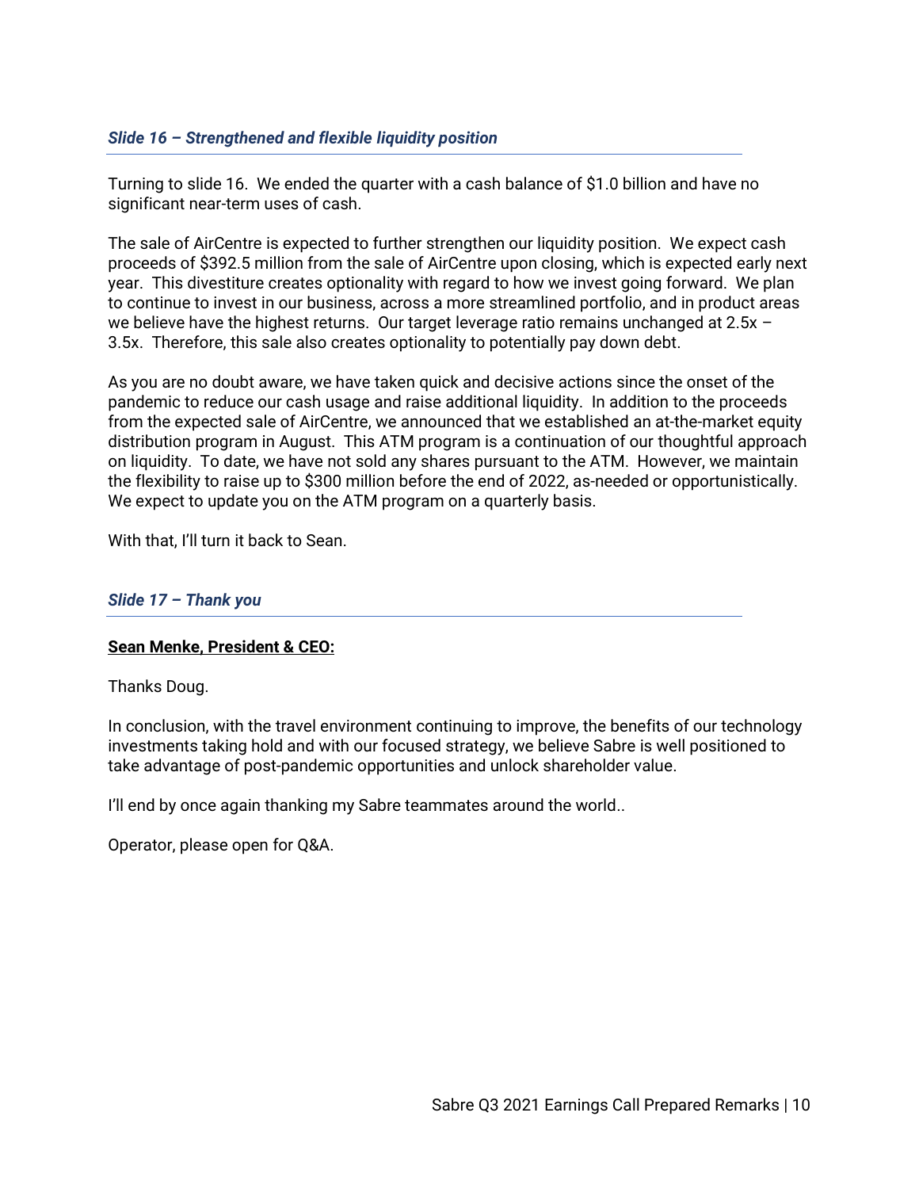### *Slide 16 – Strengthened and flexible liquidity position*

Turning to slide 16. We ended the quarter with a cash balance of $1.0 billion and have no significant near-term uses of cash.

The sale of AirCentre is expected to further strengthen our liquidity position. We expect cash proceeds of $392.5 million from the sale of AirCentre upon closing, which is expected early next year. This divestiture creates optionality with regard to how we invest going forward. We plan to continue to invest in our business, across a more streamlined portfolio, and in product areas we believe have the highest returns. Our target leverage ratio remains unchanged at 2.5x – 3.5x. Therefore, this sale also creates optionality to potentially pay down debt.

As you are no doubt aware, we have taken quick and decisive actions since the onset of the pandemic to reduce our cash usage and raise additional liquidity. In addition to the proceeds from the expected sale of AirCentre, we announced that we established an at-the-market equity distribution program in August. This ATM program is a continuation of our thoughtful approach on liquidity. To date, we have not sold any shares pursuant to the ATM. However, we maintain the flexibility to raise up to $300 million before the end of 2022, as-needed or opportunistically. We expect to update you on the ATM program on a quarterly basis.

With that, I'll turn it back to Sean.

### *Slide 17 – Thank you*

**Sean Menke, President & CEO:**

Thanks Doug.

In conclusion, with the travel environment continuing to improve, the benefits of our technology investments taking hold and with our focused strategy, we believe Sabre is well positioned to take advantage of post-pandemic opportunities and unlock shareholder value.

I'll end by once again thanking my Sabre teammates around the world..

Operator, please open for Q&A.